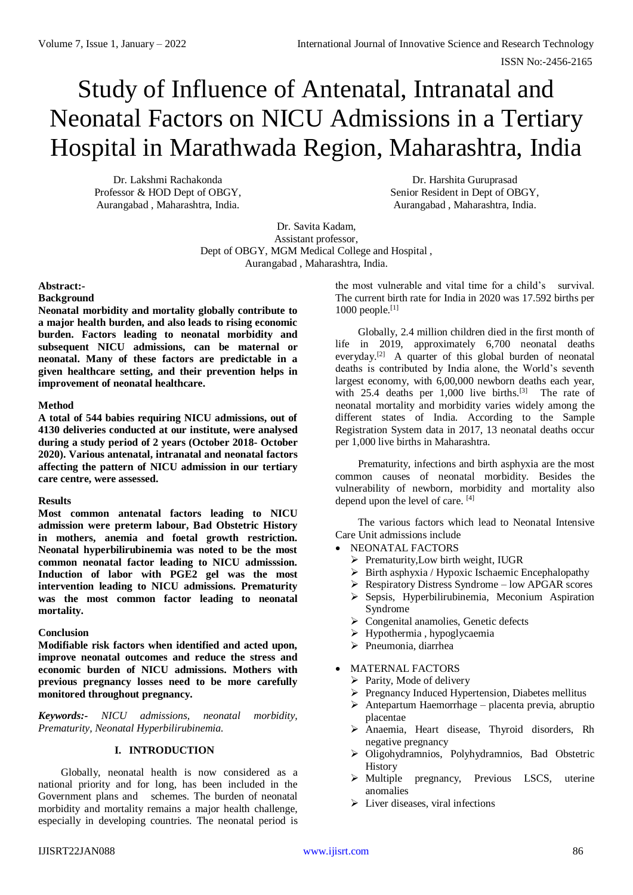# Study of Influence of Antenatal, Intranatal and Neonatal Factors on NICU Admissions in a Tertiary Hospital in Marathwada Region, Maharashtra, India

Dr. Lakshmi Rachakonda
Professor & HOD Dept of OBGY,
Aurangabad , Maharashtra, India.

Dr. Harshita Guruprasad
Senior Resident in Dept of OBGY,
Aurangabad , Maharashtra, India.

Dr. Savita Kadam,
Assistant professor,
Dept of OBGY, MGM Medical College and Hospital ,
Aurangabad , Maharashtra, India.

**Abstract:-**

**Background**

**Neonatal morbidity and mortality globally contribute to a major health burden, and also leads to rising economic burden. Factors leading to neonatal morbidity and subsequent NICU admissions, can be maternal or neonatal. Many of these factors are predictable in a given healthcare setting, and their prevention helps in improvement of neonatal healthcare.**

**Method**

**A total of 544 babies requiring NICU admissions, out of 4130 deliveries conducted at our institute, were analysed during a study period of 2 years (October 2018- October 2020). Various antenatal, intranatal and neonatal factors affecting the pattern of NICU admission in our tertiary care centre, were assessed.**

**Results**

**Most common antenatal factors leading to NICU admission were preterm labour, Bad Obstetric History in mothers, anemia and foetal growth restriction. Neonatal hyperbilirubinemia was noted to be the most common neonatal factor leading to NICU admisssion. Induction of labor with PGE2 gel was the most intervention leading to NICU admissions. Prematurity was the most common factor leading to neonatal mortality.**

**Conclusion**

**Modifiable risk factors when identified and acted upon, improve neonatal outcomes and reduce the stress and economic burden of NICU admissions. Mothers with previous pregnancy losses need to be more carefully monitored throughout pregnancy.**

***Keywords:-*** *NICU admissions, neonatal morbidity, Prematurity, Neonatal Hyperbilirubinemia.*

## I. INTRODUCTION

Globally, neonatal health is now considered as a national priority and for long, has been included in the Government plans and schemes. The burden of neonatal morbidity and mortality remains a major health challenge, especially in developing countries. The neonatal period is the most vulnerable and vital time for a child's survival. The current birth rate for India in 2020 was 17.592 births per 1000 people.[1]

Globally, 2.4 million children died in the first month of life in 2019, approximately 6,700 neonatal deaths everyday.[2] A quarter of this global burden of neonatal deaths is contributed by India alone, the World's seventh largest economy, with 6,00,000 newborn deaths each year, with 25.4 deaths per 1,000 live births.[3] The rate of neonatal mortality and morbidity varies widely among the different states of India. According to the Sample Registration System data in 2017, 13 neonatal deaths occur per 1,000 live births in Maharashtra.

Prematurity, infections and birth asphyxia are the most common causes of neonatal morbidity. Besides the vulnerability of newborn, morbidity and mortality also depend upon the level of care. [4]

The various factors which lead to Neonatal Intensive Care Unit admissions include

- NEONATAL FACTORS
  - Prematurity,Low birth weight, IUGR
  - Birth asphyxia / Hypoxic Ischaemic Encephalopathy
  - Respiratory Distress Syndrome – low APGAR scores
  - Sepsis, Hyperbilirubinemia, Meconium Aspiration Syndrome
  - Congenital anamolies, Genetic defects
  - Hypothermia , hypoglycaemia
  - Pneumonia, diarrhea

- MATERNAL FACTORS
  - Parity, Mode of delivery
  - Pregnancy Induced Hypertension, Diabetes mellitus
  - Antepartum Haemorrhage – placenta previa, abruptio placentae
  - Anaemia, Heart disease, Thyroid disorders, Rh negative pregnancy
  - Oligohydramnios, Polyhydramnios, Bad Obstetric History
  - Multiple pregnancy, Previous LSCS, uterine anomalies
  - Liver diseases, viral infections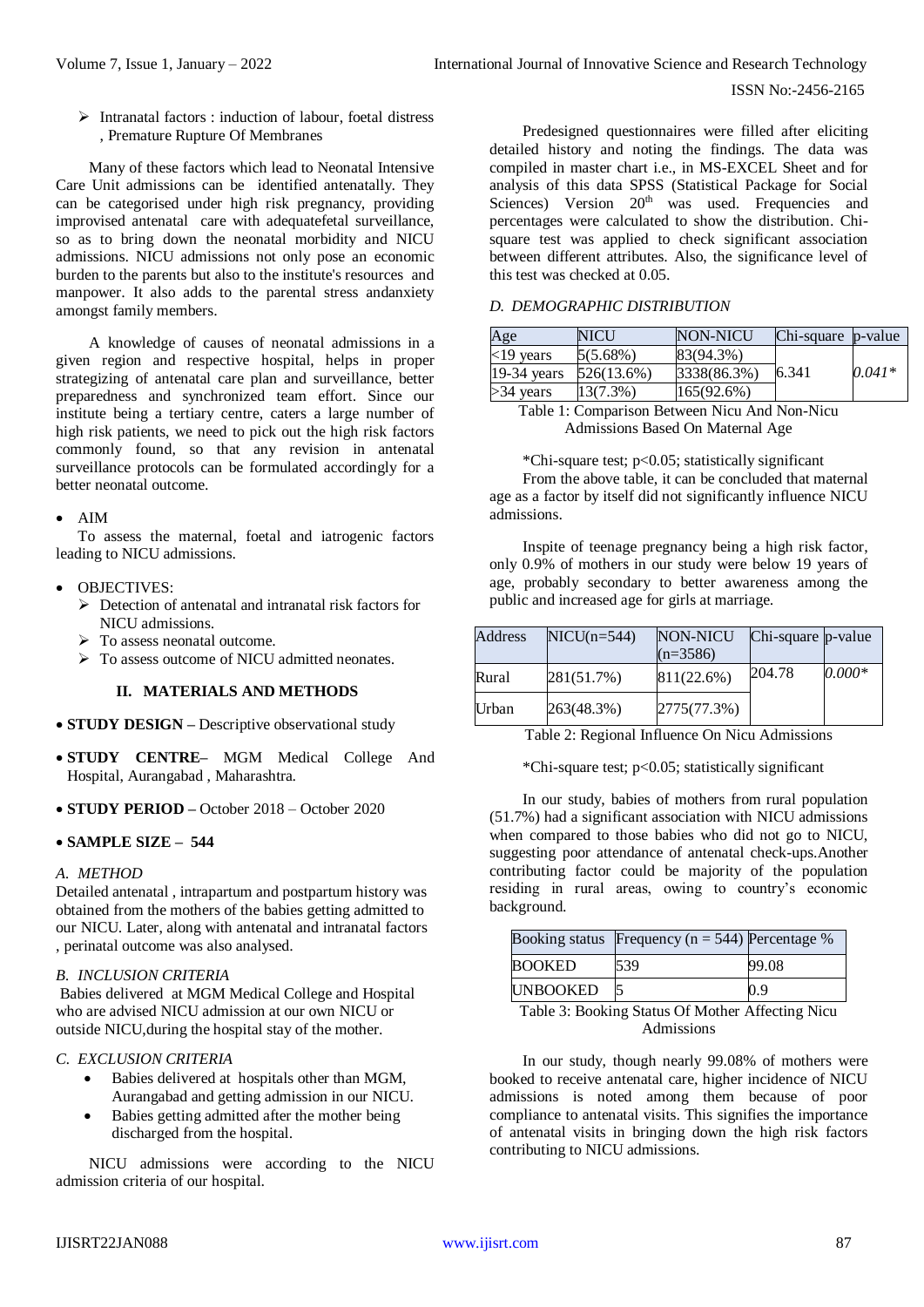- Intranatal factors : induction of labour, foetal distress , Premature Rupture Of Membranes

Many of these factors which lead to Neonatal Intensive Care Unit admissions can be identified antenatally. They can be categorised under high risk pregnancy, providing improvised antenatal care with adequatefetal surveillance, so as to bring down the neonatal morbidity and NICU admissions. NICU admissions not only pose an economic burden to the parents but also to the institute's resources and manpower. It also adds to the parental stress andanxiety amongst family members.

A knowledge of causes of neonatal admissions in a given region and respective hospital, helps in proper strategizing of antenatal care plan and surveillance, better preparedness and synchronized team effort. Since our institute being a tertiary centre, caters a large number of high risk patients, we need to pick out the high risk factors commonly found, so that any revision in antenatal surveillance protocols can be formulated accordingly for a better neonatal outcome.

- AIM

To assess the maternal, foetal and iatrogenic factors leading to NICU admissions.

- OBJECTIVES:
  - Detection of antenatal and intranatal risk factors for NICU admissions.
  - To assess neonatal outcome.
  - To assess outcome of NICU admitted neonates.

## II. MATERIALS AND METHODS

- **STUDY DESIGN –** Descriptive observational study
- **STUDY CENTRE–** MGM Medical College And Hospital, Aurangabad , Maharashtra.
- **STUDY PERIOD –** October 2018 – October 2020
- **SAMPLE SIZE – 544**

### *A. METHOD*

Detailed antenatal , intrapartum and postpartum history was obtained from the mothers of the babies getting admitted to our NICU. Later, along with antenatal and intranatal factors , perinatal outcome was also analysed.

### *B. INCLUSION CRITERIA*

Babies delivered at MGM Medical College and Hospital who are advised NICU admission at our own NICU or outside NICU,during the hospital stay of the mother.

### *C. EXCLUSION CRITERIA*

- Babies delivered at hospitals other than MGM, Aurangabad and getting admission in our NICU.
- Babies getting admitted after the mother being discharged from the hospital.

NICU admissions were according to the NICU admission criteria of our hospital.

Predesigned questionnaires were filled after eliciting detailed history and noting the findings. The data was compiled in master chart i.e., in MS-EXCEL Sheet and for analysis of this data SPSS (Statistical Package for Social Sciences) Version 20[th] was used. Frequencies and percentages were calculated to show the distribution. Chi-square test was applied to check significant association between different attributes. Also, the significance level of this test was checked at 0.05.

### *D. DEMOGRAPHIC DISTRIBUTION*

| Age | NICU | NON-NICU | Chi-square | p-value |
|---|---|---|---|---|
| <19 years | 5(5.68%) | 83(94.3%) | 6.341 | *0.041\** |
| 19-34 years | 526(13.6%) | 3338(86.3%) | | |
| >34 years | 13(7.3%) | 165(92.6%) | | |

Table 1: Comparison Between Nicu And Non-Nicu Admissions Based On Maternal Age

*Chi-square test; $p<0.05$; statistically significant

From the above table, it can be concluded that maternal age as a factor by itself did not significantly influence NICU admissions.

Inspite of teenage pregnancy being a high risk factor, only 0.9% of mothers in our study were below 19 years of age, probably secondary to better awareness among the public and increased age for girls at marriage.

| Address | NICU(n=544) | NON-NICU (n=3586) | Chi-square | p-value |
|---|---|---|---|---|
| Rural | 281(51.7%) | 811(22.6%) | 204.78 | *0.000\** |
| Urban | 263(48.3%) | 2775(77.3%) | | |

Table 2: Regional Influence On Nicu Admissions

*Chi-square test; $p<0.05$; statistically significant

In our study, babies of mothers from rural population (51.7%) had a significant association with NICU admissions when compared to those babies who did not go to NICU, suggesting poor attendance of antenatal check-ups.Another contributing factor could be majority of the population residing in rural areas, owing to country's economic background.

| Booking status | Frequency (n = 544) | Percentage % |
|---|---|---|
| BOOKED | 539 | 99.08 |
| UNBOOKED | 5 | 0.9 |

Table 3: Booking Status Of Mother Affecting Nicu Admissions

In our study, though nearly 99.08% of mothers were booked to receive antenatal care, higher incidence of NICU admissions is noted among them because of poor compliance to antenatal visits. This signifies the importance of antenatal visits in bringing down the high risk factors contributing to NICU admissions.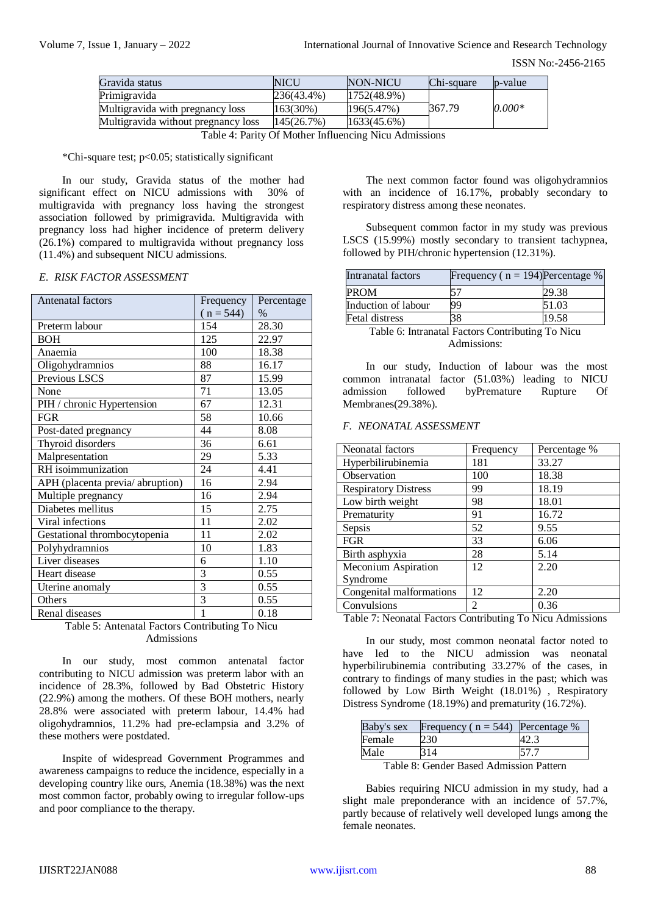| Gravida status | NICU | NON-NICU | Chi-square | p-value |
|---|---|---|---|---|
| Primigravida | 236(43.4%) | 1752(48.9%) | 367.79 | *0.000** |
| Multigravida with pregnancy loss | 163(30%) | 196(5.47%) | | |
| Multigravida without pregnancy loss | 145(26.7%) | 1633(45.6%) | | |

Table 4: Parity Of Mother Influencing Nicu Admissions

*Chi-square test; p<0.05; statistically significant

In our study, Gravida status of the mother had significant effect on NICU admissions with 30% of multigravida with pregnancy loss having the strongest association followed by primigravida. Multigravida with pregnancy loss had higher incidence of preterm delivery (26.1%) compared to multigravida without pregnancy loss (11.4%) and subsequent NICU admissions.

### *E. RISK FACTOR ASSESSMENT*

| Antenatal factors | Frequency ( n = 544) | Percentage % |
|---|---|---|
| Preterm labour | 154 | 28.30 |
| BOH | 125 | 22.97 |
| Anaemia | 100 | 18.38 |
| Oligohydramnios | 88 | 16.17 |
| Previous LSCS | 87 | 15.99 |
| None | 71 | 13.05 |
| PIH / chronic Hypertension | 67 | 12.31 |
| FGR | 58 | 10.66 |
| Post-dated pregnancy | 44 | 8.08 |
| Thyroid disorders | 36 | 6.61 |
| Malpresentation | 29 | 5.33 |
| RH isoimmunization | 24 | 4.41 |
| APH (placenta previa/ abruption) | 16 | 2.94 |
| Multiple pregnancy | 16 | 2.94 |
| Diabetes mellitus | 15 | 2.75 |
| Viral infections | 11 | 2.02 |
| Gestational thrombocytopenia | 11 | 2.02 |
| Polyhydramnios | 10 | 1.83 |
| Liver diseases | 6 | 1.10 |
| Heart disease | 3 | 0.55 |
| Uterine anomaly | 3 | 0.55 |
| Others | 3 | 0.55 |
| Renal diseases | 1 | 0.18 |

Table 5: Antenatal Factors Contributing To Nicu Admissions

In our study, most common antenatal factor contributing to NICU admission was preterm labor with an incidence of 28.3%, followed by Bad Obstetric History (22.9%) among the mothers. Of these BOH mothers, nearly 28.8% were associated with preterm labour, 14.4% had oligohydramnios, 11.2% had pre-eclampsia and 3.2% of these mothers were postdated.

Inspite of widespread Government Programmes and awareness campaigns to reduce the incidence, especially in a developing country like ours, Anemia (18.38%) was the next most common factor, probably owing to irregular follow-ups and poor compliance to the therapy.

The next common factor found was oligohydramnios with an incidence of 16.17%, probably secondary to respiratory distress among these neonates.

Subsequent common factor in my study was previous LSCS (15.99%) mostly secondary to transient tachypnea, followed by PIH/chronic hypertension (12.31%).

| Intranatal factors | Frequency ( n = 194) | Percentage % |
|---|---|---|
| PROM | 57 | 29.38 |
| Induction of labour | 99 | 51.03 |
| Fetal distress | 38 | 19.58 |

Table 6: Intranatal Factors Contributing To Nicu Admissions:

In our study, Induction of labour was the most common intranatal factor (51.03%) leading to NICU admission followed byPremature Rupture Of Membranes(29.38%).

### *F. NEONATAL ASSESSMENT*

| Neonatal factors | Frequency | Percentage % |
|---|---|---|
| Hyperbilirubinemia | 181 | 33.27 |
| Observation | 100 | 18.38 |
| Respiratory Distress | 99 | 18.19 |
| Low birth weight | 98 | 18.01 |
| Prematurity | 91 | 16.72 |
| Sepsis | 52 | 9.55 |
| FGR | 33 | 6.06 |
| Birth asphyxia | 28 | 5.14 |
| Meconium Aspiration Syndrome | 12 | 2.20 |
| Congenital malformations | 12 | 2.20 |
| Convulsions | 2 | 0.36 |

Table 7: Neonatal Factors Contributing To Nicu Admissions

In our study, most common neonatal factor noted to have led to the NICU admission was neonatal hyperbilirubinemia contributing 33.27% of the cases, in contrary to findings of many studies in the past; which was followed by Low Birth Weight (18.01%) , Respiratory Distress Syndrome (18.19%) and prematurity (16.72%).

| Baby's sex | Frequency ( n = 544) | Percentage % |
|---|---|---|
| Female | 230 | 42.3 |
| Male | 314 | 57.7 |

Table 8: Gender Based Admission Pattern

Babies requiring NICU admission in my study, had a slight male preponderance with an incidence of 57.7%, partly because of relatively well developed lungs among the female neonates.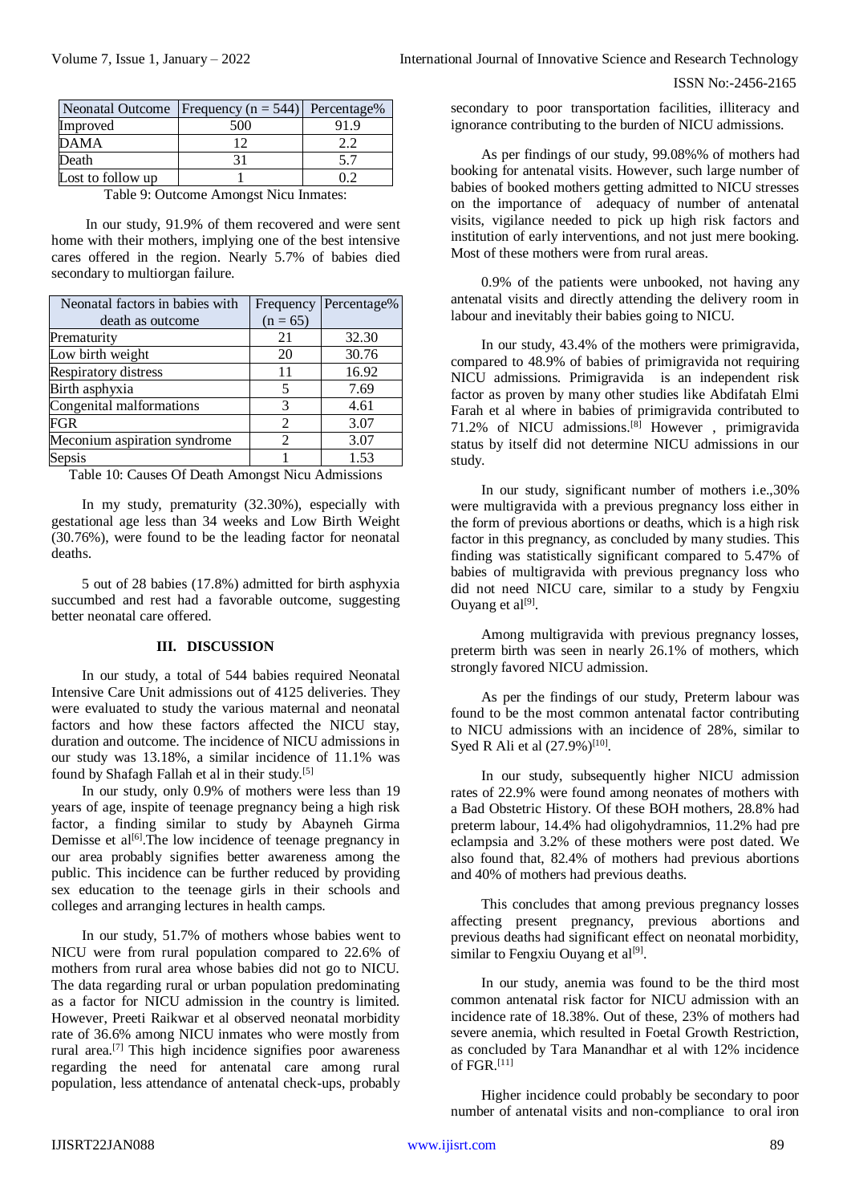| Neonatal Outcome | Frequency (n = 544) | Percentage% |
|---|---|---|
| Improved | 500 | 91.9 |
| DAMA | 12 | 2.2 |
| Death | 31 | 5.7 |
| Lost to follow up | 1 | 0.2 |

Table 9: Outcome Amongst Nicu Inmates:

In our study, 91.9% of them recovered and were sent home with their mothers, implying one of the best intensive cares offered in the region. Nearly 5.7% of babies died secondary to multiorgan failure.

| Neonatal factors in babies with death as outcome | Frequency (n = 65) | Percentage% |
|---|---|---|
| Prematurity | 21 | 32.30 |
| Low birth weight | 20 | 30.76 |
| Respiratory distress | 11 | 16.92 |
| Birth asphyxia | 5 | 7.69 |
| Congenital malformations | 3 | 4.61 |
| FGR | 2 | 3.07 |
| Meconium aspiration syndrome | 2 | 3.07 |
| Sepsis | 1 | 1.53 |

Table 10: Causes Of Death Amongst Nicu Admissions

In my study, prematurity (32.30%), especially with gestational age less than 34 weeks and Low Birth Weight (30.76%), were found to be the leading factor for neonatal deaths.

5 out of 28 babies (17.8%) admitted for birth asphyxia succumbed and rest had a favorable outcome, suggesting better neonatal care offered.

## III. DISCUSSION

In our study, a total of 544 babies required Neonatal Intensive Care Unit admissions out of 4125 deliveries. They were evaluated to study the various maternal and neonatal factors and how these factors affected the NICU stay, duration and outcome. The incidence of NICU admissions in our study was 13.18%, a similar incidence of 11.1% was found by Shafagh Fallah et al in their study.[5]

In our study, only 0.9% of mothers were less than 19 years of age, inspite of teenage pregnancy being a high risk factor, a finding similar to study by Abayneh Girma Demisse et al[6].The low incidence of teenage pregnancy in our area probably signifies better awareness among the public. This incidence can be further reduced by providing sex education to the teenage girls in their schools and colleges and arranging lectures in health camps.

In our study, 51.7% of mothers whose babies went to NICU were from rural population compared to 22.6% of mothers from rural area whose babies did not go to NICU. The data regarding rural or urban population predominating as a factor for NICU admission in the country is limited. However, Preeti Raikwar et al observed neonatal morbidity rate of 36.6% among NICU inmates who were mostly from rural area.[7] This high incidence signifies poor awareness regarding the need for antenatal care among rural population, less attendance of antenatal check-ups, probably secondary to poor transportation facilities, illiteracy and ignorance contributing to the burden of NICU admissions.

As per findings of our study, 99.08%% of mothers had booking for antenatal visits. However, such large number of babies of booked mothers getting admitted to NICU stresses on the importance of adequacy of number of antenatal visits, vigilance needed to pick up high risk factors and institution of early interventions, and not just mere booking. Most of these mothers were from rural areas.

0.9% of the patients were unbooked, not having any antenatal visits and directly attending the delivery room in labour and inevitably their babies going to NICU.

In our study, 43.4% of the mothers were primigravida, compared to 48.9% of babies of primigravida not requiring NICU admissions. Primigravida is an independent risk factor as proven by many other studies like Abdifatah Elmi Farah et al where in babies of primigravida contributed to 71.2% of NICU admissions.[8] However , primigravida status by itself did not determine NICU admissions in our study.

In our study, significant number of mothers i.e.,30% were multigravida with a previous pregnancy loss either in the form of previous abortions or deaths, which is a high risk factor in this pregnancy, as concluded by many studies. This finding was statistically significant compared to 5.47% of babies of multigravida with previous pregnancy loss who did not need NICU care, similar to a study by Fengxiu Ouyang et al[9].

Among multigravida with previous pregnancy losses, preterm birth was seen in nearly 26.1% of mothers, which strongly favored NICU admission.

As per the findings of our study, Preterm labour was found to be the most common antenatal factor contributing to NICU admissions with an incidence of 28%, similar to Syed R Ali et al (27.9%)[10].

In our study, subsequently higher NICU admission rates of 22.9% were found among neonates of mothers with a Bad Obstetric History. Of these BOH mothers, 28.8% had preterm labour, 14.4% had oligohydramnios, 11.2% had pre eclampsia and 3.2% of these mothers were post dated. We also found that, 82.4% of mothers had previous abortions and 40% of mothers had previous deaths.

This concludes that among previous pregnancy losses affecting present pregnancy, previous abortions and previous deaths had significant effect on neonatal morbidity, similar to Fengxiu Ouyang et al[9].

In our study, anemia was found to be the third most common antenatal risk factor for NICU admission with an incidence rate of 18.38%. Out of these, 23% of mothers had severe anemia, which resulted in Foetal Growth Restriction, as concluded by Tara Manandhar et al with 12% incidence of FGR.[11]

Higher incidence could probably be secondary to poor number of antenatal visits and non-compliance to oral iron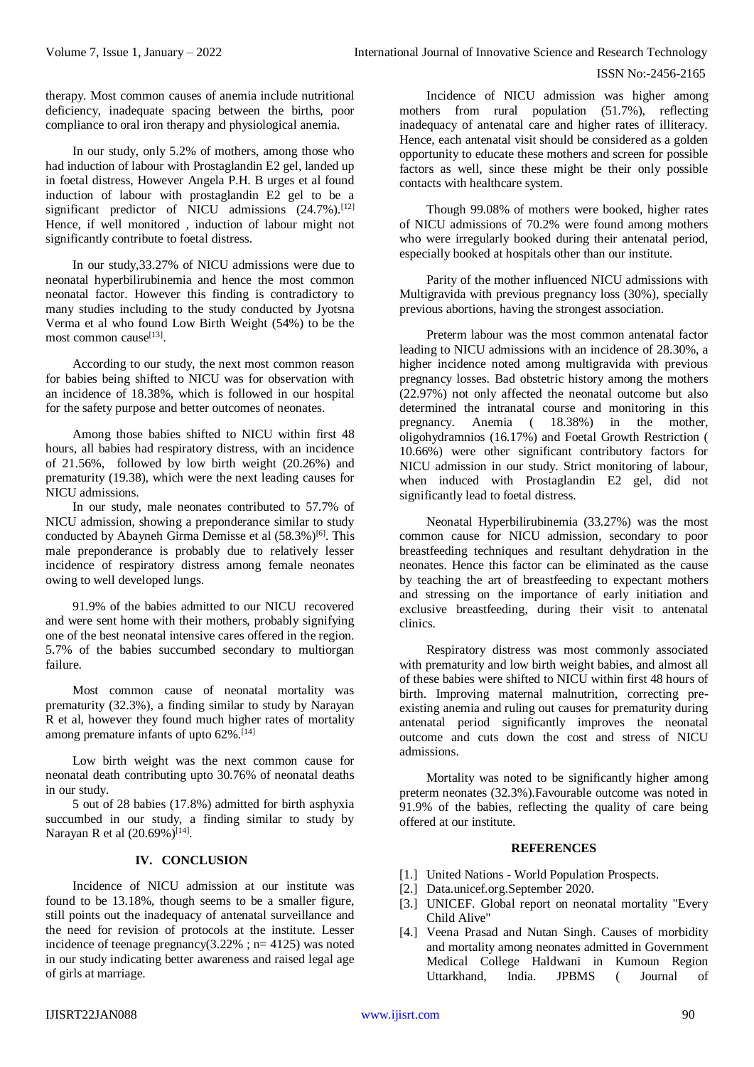therapy. Most common causes of anemia include nutritional deficiency, inadequate spacing between the births, poor compliance to oral iron therapy and physiological anemia.

In our study, only 5.2% of mothers, among those who had induction of labour with Prostaglandin E2 gel, landed up in foetal distress, However Angela P.H. B urges et al found induction of labour with prostaglandin E2 gel to be a significant predictor of NICU admissions (24.7%).[12] Hence, if well monitored , induction of labour might not significantly contribute to foetal distress.

In our study,33.27% of NICU admissions were due to neonatal hyperbilirubinemia and hence the most common neonatal factor. However this finding is contradictory to many studies including to the study conducted by Jyotsna Verma et al who found Low Birth Weight (54%) to be the most common cause[13].

According to our study, the next most common reason for babies being shifted to NICU was for observation with an incidence of 18.38%, which is followed in our hospital for the safety purpose and better outcomes of neonates.

Among those babies shifted to NICU within first 48 hours, all babies had respiratory distress, with an incidence of 21.56%, followed by low birth weight (20.26%) and prematurity (19.38), which were the next leading causes for NICU admissions.

In our study, male neonates contributed to 57.7% of NICU admission, showing a preponderance similar to study conducted by Abayneh Girma Demisse et al (58.3%)[6]. This male preponderance is probably due to relatively lesser incidence of respiratory distress among female neonates owing to well developed lungs.

91.9% of the babies admitted to our NICU recovered and were sent home with their mothers, probably signifying one of the best neonatal intensive cares offered in the region. 5.7% of the babies succumbed secondary to multiorgan failure.

Most common cause of neonatal mortality was prematurity (32.3%), a finding similar to study by Narayan R et al, however they found much higher rates of mortality among premature infants of upto 62%.[14]

Low birth weight was the next common cause for neonatal death contributing upto 30.76% of neonatal deaths in our study.

5 out of 28 babies (17.8%) admitted for birth asphyxia succumbed in our study, a finding similar to study by Narayan R et al (20.69%)[14].

## IV. CONCLUSION

Incidence of NICU admission at our institute was found to be 13.18%, though seems to be a smaller figure, still points out the inadequacy of antenatal surveillance and the need for revision of protocols at the institute. Lesser incidence of teenage pregnancy(3.22% ; n= 4125) was noted in our study indicating better awareness and raised legal age of girls at marriage.

Incidence of NICU admission was higher among mothers from rural population (51.7%), reflecting inadequacy of antenatal care and higher rates of illiteracy. Hence, each antenatal visit should be considered as a golden opportunity to educate these mothers and screen for possible factors as well, since these might be their only possible contacts with healthcare system.

Though 99.08% of mothers were booked, higher rates of NICU admissions of 70.2% were found among mothers who were irregularly booked during their antenatal period, especially booked at hospitals other than our institute.

Parity of the mother influenced NICU admissions with Multigravida with previous pregnancy loss (30%), specially previous abortions, having the strongest association.

Preterm labour was the most common antenatal factor leading to NICU admissions with an incidence of 28.30%, a higher incidence noted among multigravida with previous pregnancy losses. Bad obstetric history among the mothers (22.97%) not only affected the neonatal outcome but also determined the intranatal course and monitoring in this pregnancy. Anemia ( 18.38%) in the mother, oligohydramnios (16.17%) and Foetal Growth Restriction ( 10.66%) were other significant contributory factors for NICU admission in our study. Strict monitoring of labour, when induced with Prostaglandin E2 gel, did not significantly lead to foetal distress.

Neonatal Hyperbilirubinemia (33.27%) was the most common cause for NICU admission, secondary to poor breastfeeding techniques and resultant dehydration in the neonates. Hence this factor can be eliminated as the cause by teaching the art of breastfeeding to expectant mothers and stressing on the importance of early initiation and exclusive breastfeeding, during their visit to antenatal clinics.

Respiratory distress was most commonly associated with prematurity and low birth weight babies, and almost all of these babies were shifted to NICU within first 48 hours of birth. Improving maternal malnutrition, correcting pre-existing anemia and ruling out causes for prematurity during antenatal period significantly improves the neonatal outcome and cuts down the cost and stress of NICU admissions.

Mortality was noted to be significantly higher among preterm neonates (32.3%).Favourable outcome was noted in 91.9% of the babies, reflecting the quality of care being offered at our institute.

## REFERENCES

[1.] United Nations - World Population Prospects.

[2.] Data.unicef.org.September 2020.

[3.] UNICEF. Global report on neonatal mortality "Every Child Alive"

[4.] Veena Prasad and Nutan Singh. Causes of morbidity and mortality among neonates admitted in Government Medical College Haldwani in Kumoun Region Uttarkhand, India. JPBMS ( Journal of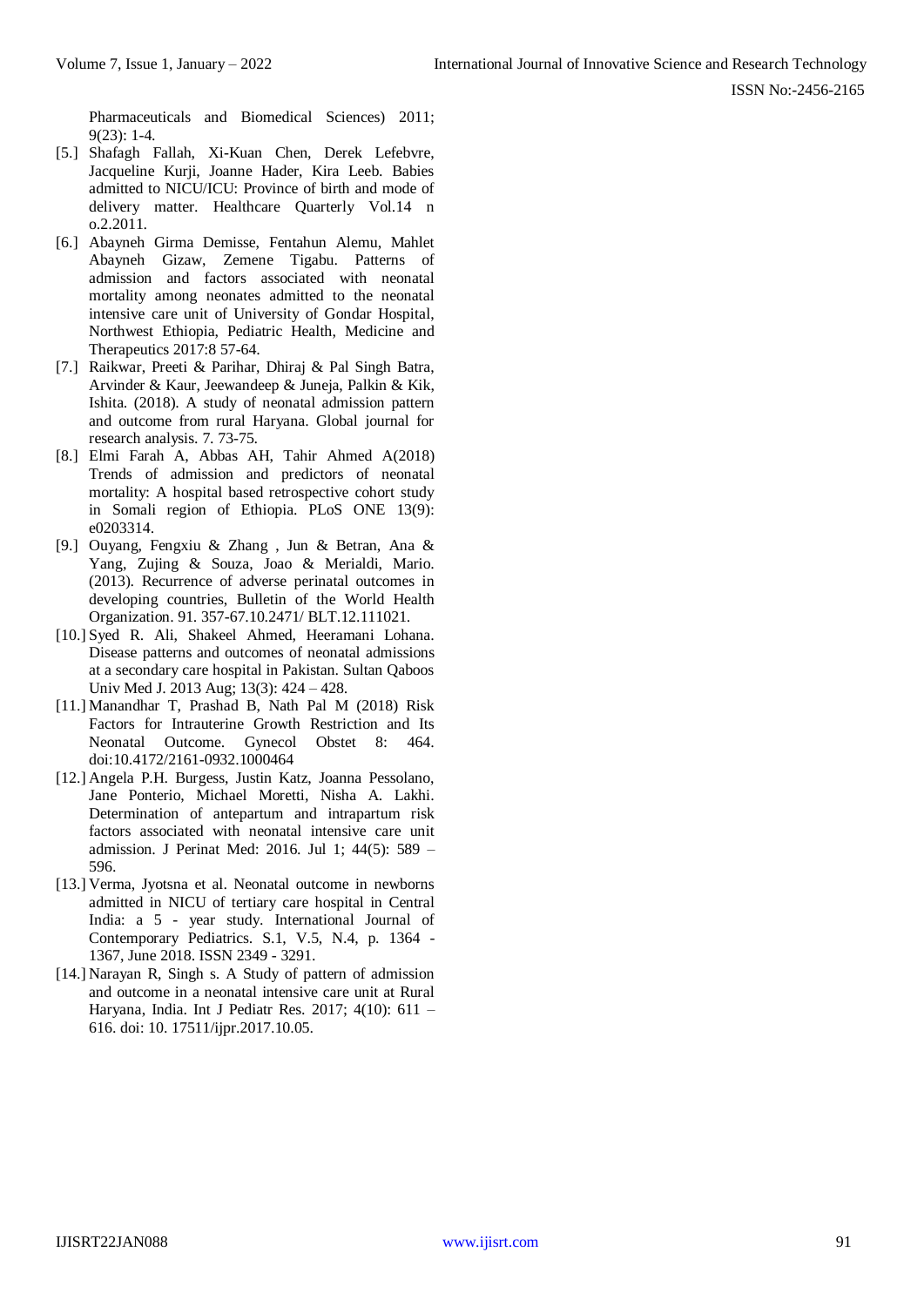Pharmaceuticals and Biomedical Sciences) 2011; 9(23): 1-4.

[5.] Shafagh Fallah, Xi-Kuan Chen, Derek Lefebvre, Jacqueline Kurji, Joanne Hader, Kira Leeb. Babies admitted to NICU/ICU: Province of birth and mode of delivery matter. Healthcare Quarterly Vol.14 n o.2.2011.

[6.] Abayneh Girma Demisse, Fentahun Alemu, Mahlet Abayneh Gizaw, Zemene Tigabu. Patterns of admission and factors associated with neonatal mortality among neonates admitted to the neonatal intensive care unit of University of Gondar Hospital, Northwest Ethiopia, Pediatric Health, Medicine and Therapeutics 2017:8 57-64.

[7.] Raikwar, Preeti & Parihar, Dhiraj & Pal Singh Batra, Arvinder & Kaur, Jeewandeep & Juneja, Palkin & Kik, Ishita. (2018). A study of neonatal admission pattern and outcome from rural Haryana. Global journal for research analysis. 7. 73-75.

[8.] Elmi Farah A, Abbas AH, Tahir Ahmed A(2018) Trends of admission and predictors of neonatal mortality: A hospital based retrospective cohort study in Somali region of Ethiopia. PLoS ONE 13(9): e0203314.

[9.] Ouyang, Fengxiu & Zhang , Jun & Betran, Ana & Yang, Zujing & Souza, Joao & Merialdi, Mario. (2013). Recurrence of adverse perinatal outcomes in developing countries, Bulletin of the World Health Organization. 91. 357-67.10.2471/ BLT.12.111021.

[10.] Syed R. Ali, Shakeel Ahmed, Heeramani Lohana. Disease patterns and outcomes of neonatal admissions at a secondary care hospital in Pakistan. Sultan Qaboos Univ Med J. 2013 Aug; 13(3): 424 – 428.

[11.] Manandhar T, Prashad B, Nath Pal M (2018) Risk Factors for Intrauterine Growth Restriction and Its Neonatal Outcome. Gynecol Obstet 8: 464. doi:10.4172/2161-0932.1000464

[12.] Angela P.H. Burgess, Justin Katz, Joanna Pessolano, Jane Ponterio, Michael Moretti, Nisha A. Lakhi. Determination of antepartum and intrapartum risk factors associated with neonatal intensive care unit admission. J Perinat Med: 2016. Jul 1; 44(5): 589 – 596.

[13.] Verma, Jyotsna et al. Neonatal outcome in newborns admitted in NICU of tertiary care hospital in Central India: a 5 - year study. International Journal of Contemporary Pediatrics. S.1, V.5, N.4, p. 1364 - 1367, June 2018. ISSN 2349 - 3291.

[14.] Narayan R, Singh s. A Study of pattern of admission and outcome in a neonatal intensive care unit at Rural Haryana, India. Int J Pediatr Res. 2017; 4(10): 611 – 616. doi: 10. 17511/ijpr.2017.10.05.